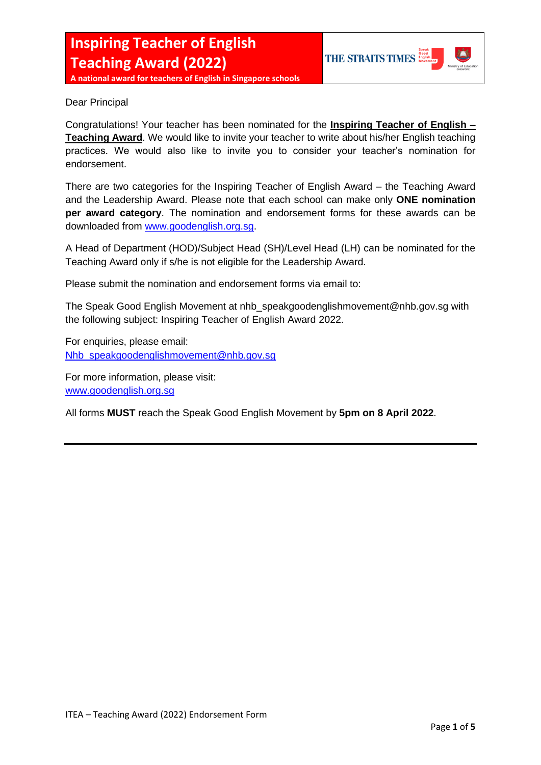# Inspiring Teacher of English Teaching Award (2022)

**A national award for teachers of English in Singapore schools**

Dear Principal

Congratulations! Your teacher has been nominated for the **Inspiring Teacher of English – Teaching Award**. We would like to invite your teacher to write about his/her English teaching practices. We would also like to invite you to consider your teacher's nomination for endorsement.

There are two categories for the Inspiring Teacher of English Award – the Teaching Award and the Leadership Award. Please note that each school can make only **ONE nomination per award category**. The nomination and endorsement forms for these awards can be downloaded from www.goodenglish.org.sg.

A Head of Department (HOD)/Subject Head (SH)/Level Head (LH) can be nominated for the Teaching Award only if s/he is not eligible for the Leadership Award.

Please submit the nomination and endorsement forms via email to:

The Speak Good English Movement at nhb_speakgoodenglishmovement@nhb.gov.sg with the following subject: Inspiring Teacher of English Award 2022.

For enquiries, please email:
Nhb_speakgoodenglishmovement@nhb.gov.sg

For more information, please visit:
www.goodenglish.org.sg

All forms **MUST** reach the Speak Good English Movement by **5pm on 8 April 2022**.

---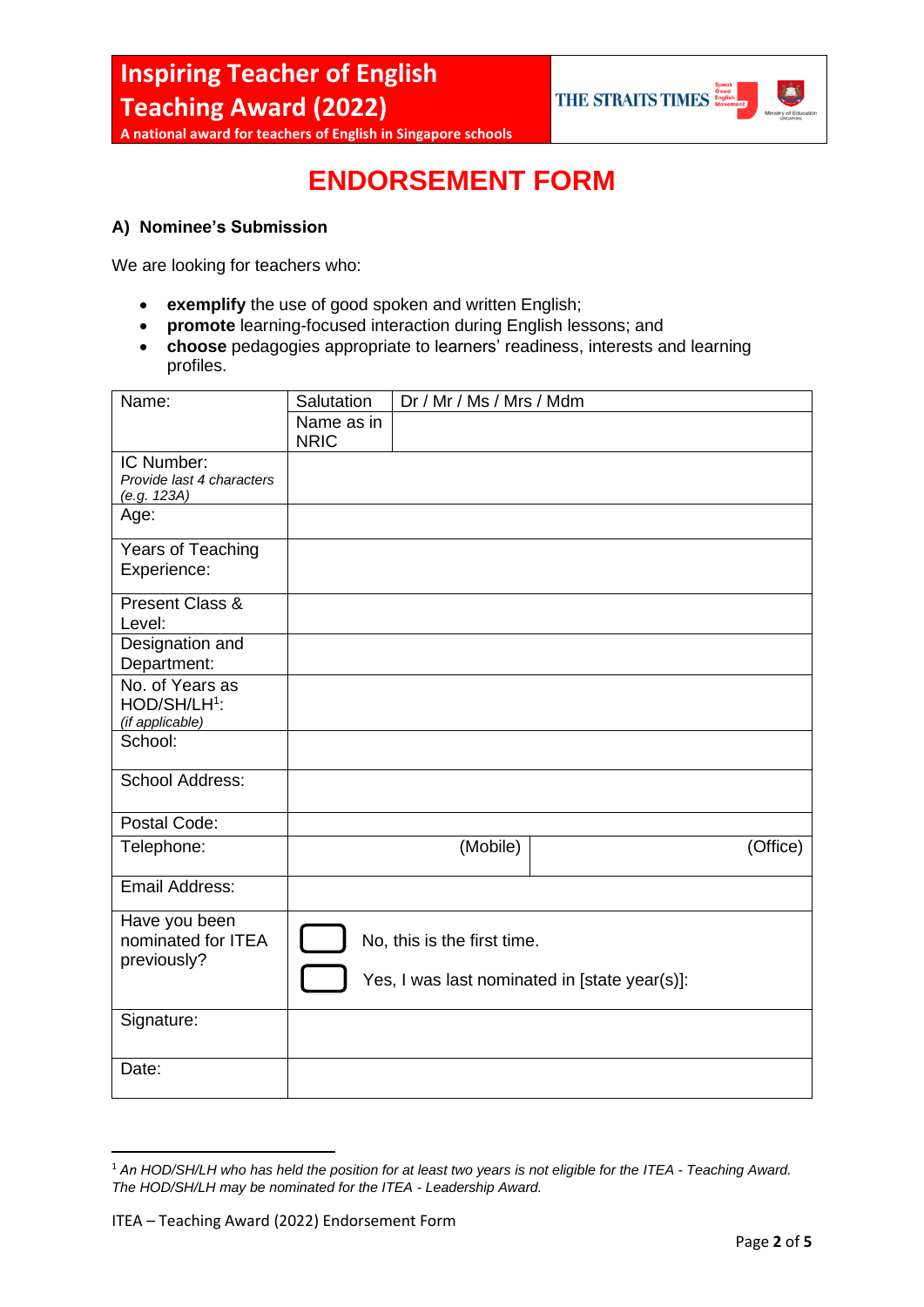# Inspiring Teacher of English Teaching Award (2022)

A national award for teachers of English in Singapore schools

## ENDORSEMENT FORM

### A) Nominee's Submission

We are looking for teachers who:

- **exemplify** the use of good spoken and written English;
- **promote** learning-focused interaction during English lessons; and
- **choose** pedagogies appropriate to learners' readiness, interests and learning profiles.

| Name: | Salutation | Dr / Mr / Ms / Mrs / Mdm |
|---|---|---|
| | Name as in NRIC | |
| IC Number: *Provide last 4 characters (e.g. 123A)* | | |
| Age: | | |
| Years of Teaching Experience: | | |
| Present Class & Level: | | |
| Designation and Department: | | |
| No. of Years as HOD/SH/LH[1]: *(if applicable)* | | |
| School: | | |
| School Address: | | |
| Postal Code: | | |
| Telephone: | (Mobile) | (Office) |
| Email Address: | | |
| Have you been nominated for ITEA previously? | ☐ No, this is the first time. ☐ Yes, I was last nominated in [state year(s)]: | |
| Signature: | | |
| Date: | | |

[1] *An HOD/SH/LH who has held the position for at least two years is not eligible for the ITEA - Teaching Award. The HOD/SH/LH may be nominated for the ITEA - Leadership Award.*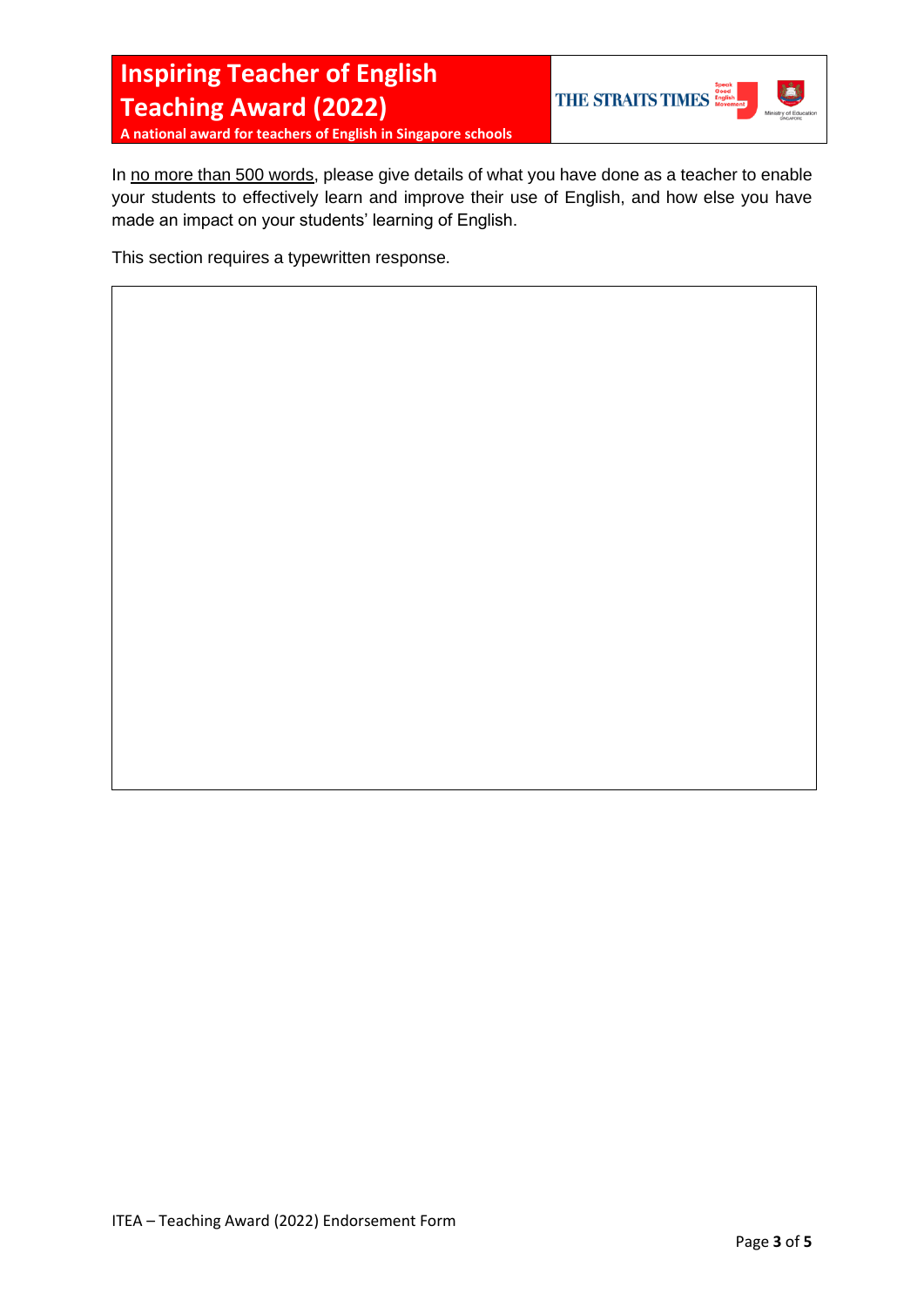In <u>no more than 500 words</u>, please give details of what you have done as a teacher to enable your students to effectively learn and improve their use of English, and how else you have made an impact on your students' learning of English.

This section requires a typewritten response.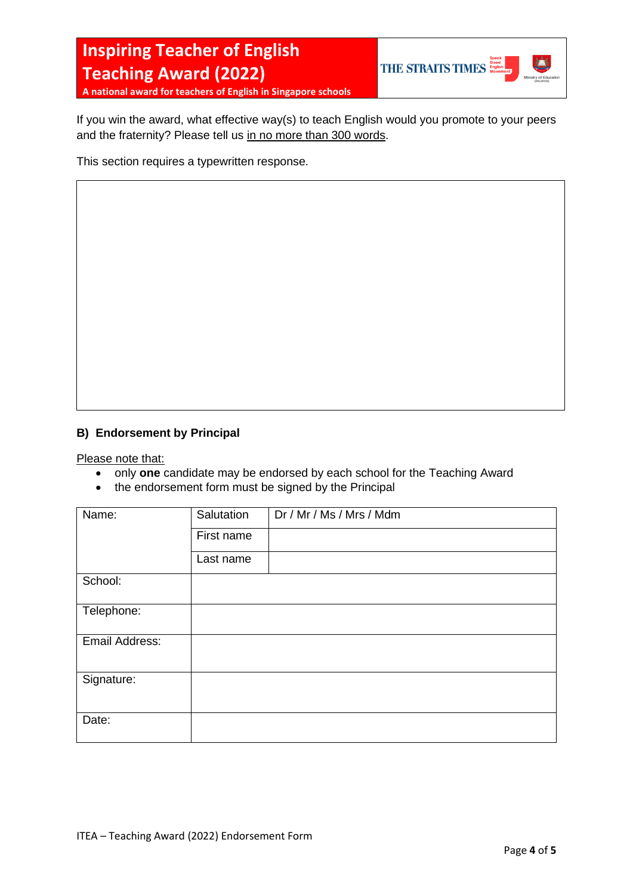# Inspiring Teacher of English Teaching Award (2022)

**A national award for teachers of English in Singapore schools**

If you win the award, what effective way(s) to teach English would you promote to your peers and the fraternity? Please tell us in no more than 300 words.

This section requires a typewritten response.

| |
|---|
| |

**B) Endorsement by Principal**

Please note that:

- only **one** candidate may be endorsed by each school for the Teaching Award
- the endorsement form must be signed by the Principal

| Name: | Salutation | Dr / Mr / Ms / Mrs / Mdm |
|---|---|---|
| | First name | |
| | Last name | |
| School: | | |
| Telephone: | | |
| Email Address: | | |
| Signature: | | |
| Date: | | |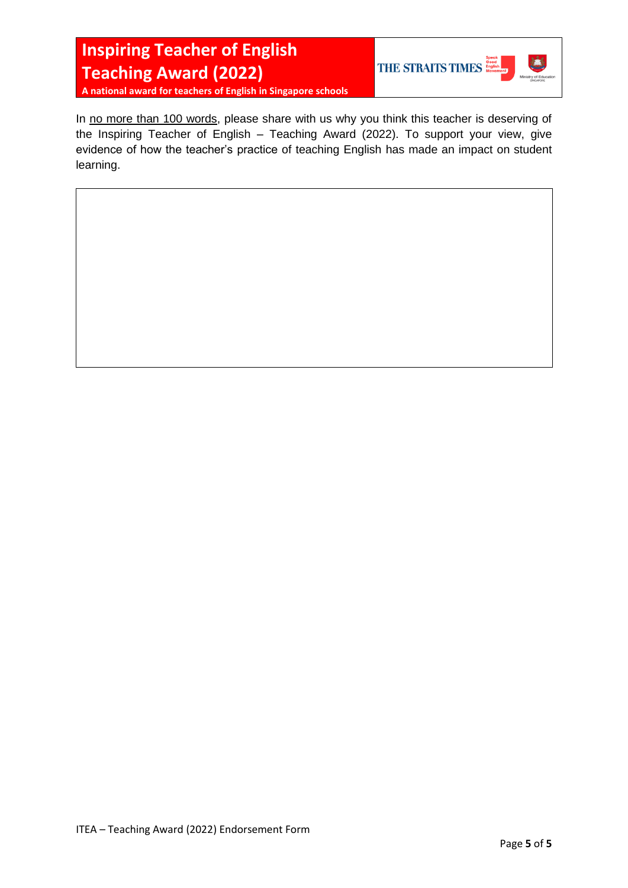# Inspiring Teacher of English Teaching Award (2022)

**A national award for teachers of English in Singapore schools**

In <u>no more than 100 words</u>, please share with us why you think this teacher is deserving of the Inspiring Teacher of English – Teaching Award (2022). To support your view, give evidence of how the teacher's practice of teaching English has made an impact on student learning.

| |
|---|
| |